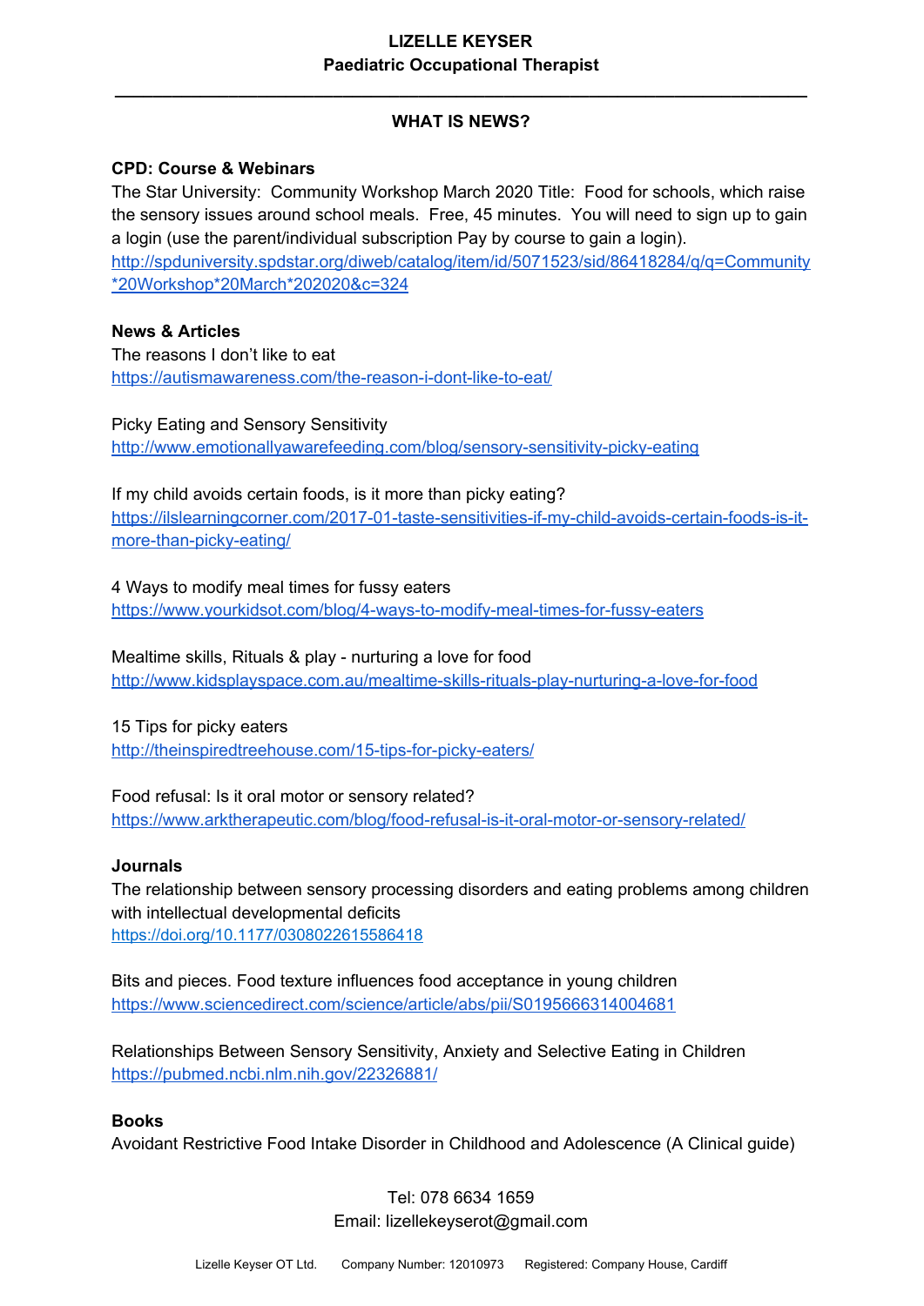# LIZELLE KEYSER

**Paediatric Occupational Therapist**

---

## WHAT IS NEWS?

### CPD: Course & Webinars

The Star University: Community Workshop March 2020 Title: Food for schools, which raise the sensory issues around school meals. Free, 45 minutes. You will need to sign up to gain a login (use the parent/individual subscription Pay by course to gain a login).
http://spduniversity.spdstar.org/diweb/catalog/item/id/5071523/sid/86418284/q/q=Community*20Workshop*20March*202020&c=324

### News & Articles

The reasons I don't like to eat
https://autismawareness.com/the-reason-i-dont-like-to-eat/

Picky Eating and Sensory Sensitivity
http://www.emotionallyawarefeeding.com/blog/sensory-sensitivity-picky-eating

If my child avoids certain foods, is it more than picky eating?
https://ilslearningcorner.com/2017-01-taste-sensitivities-if-my-child-avoids-certain-foods-is-it-more-than-picky-eating/

4 Ways to modify meal times for fussy eaters
https://www.yourkidsot.com/blog/4-ways-to-modify-meal-times-for-fussy-eaters

Mealtime skills, Rituals & play - nurturing a love for food
http://www.kidsplayspace.com.au/mealtime-skills-rituals-play-nurturing-a-love-for-food

15 Tips for picky eaters
http://theinspiredtreehouse.com/15-tips-for-picky-eaters/

Food refusal: Is it oral motor or sensory related?
https://www.arktherapeutic.com/blog/food-refusal-is-it-oral-motor-or-sensory-related/

### Journals

The relationship between sensory processing disorders and eating problems among children with intellectual developmental deficits
https://doi.org/10.1177/0308022615586418

Bits and pieces. Food texture influences food acceptance in young children
https://www.sciencedirect.com/science/article/abs/pii/S0195666314004681

Relationships Between Sensory Sensitivity, Anxiety and Selective Eating in Children
https://pubmed.ncbi.nlm.nih.gov/22326881/

### Books

Avoidant Restrictive Food Intake Disorder in Childhood and Adolescence (A Clinical guide)

Tel: 078 6634 1659
Email: lizellekeyserot@gmail.com

Lizelle Keyser OT Ltd. Company Number: 12010973 Registered: Company House, Cardiff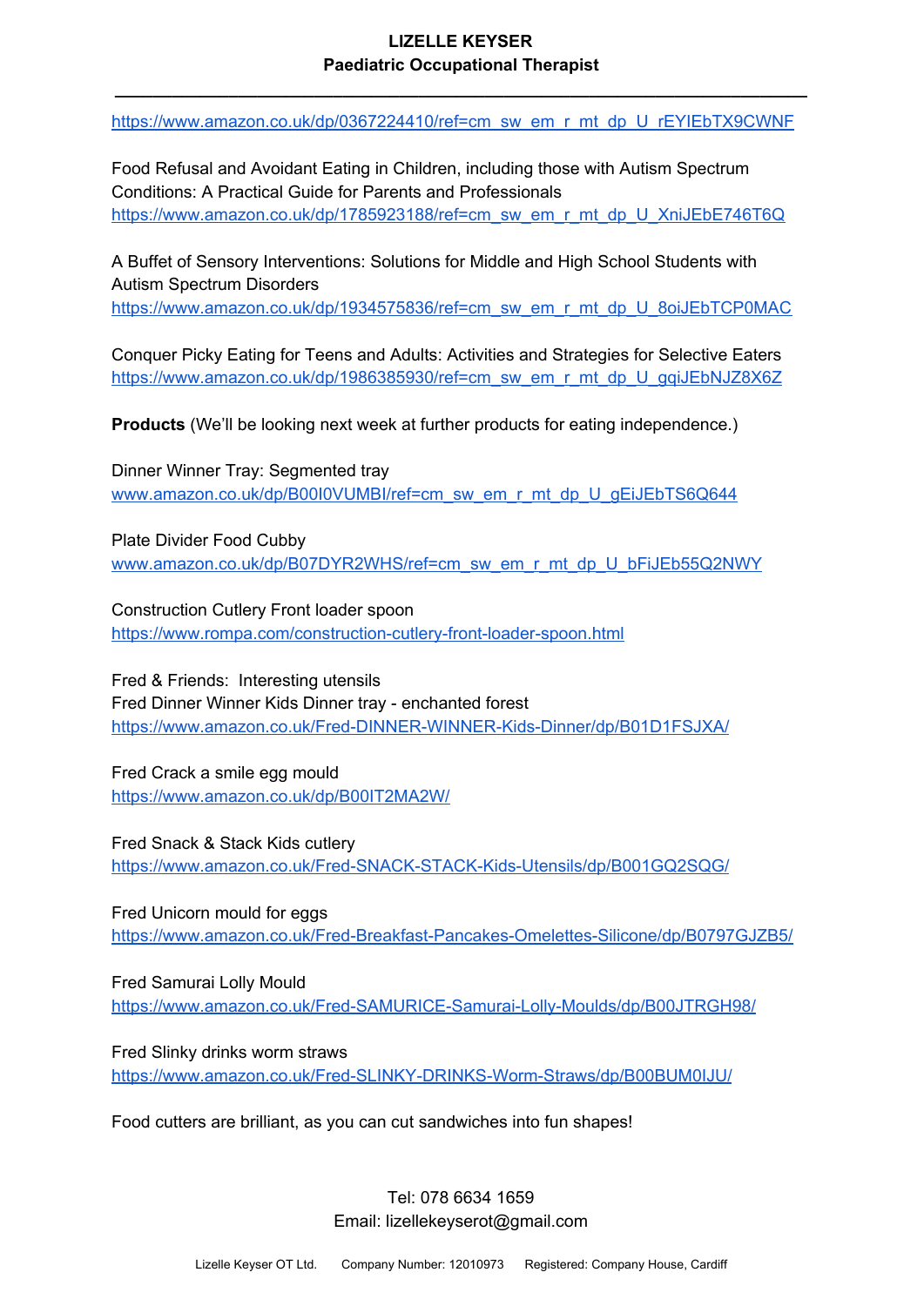https://www.amazon.co.uk/dp/0367224410/ref=cm_sw_em_r_mt_dp_U_rEYIEbTX9CWNF

Food Refusal and Avoidant Eating in Children, including those with Autism Spectrum Conditions: A Practical Guide for Parents and Professionals
https://www.amazon.co.uk/dp/1785923188/ref=cm_sw_em_r_mt_dp_U_XniJEbE746T6Q

A Buffet of Sensory Interventions: Solutions for Middle and High School Students with Autism Spectrum Disorders
https://www.amazon.co.uk/dp/1934575836/ref=cm_sw_em_r_mt_dp_U_8oiJEbTCP0MAC

Conquer Picky Eating for Teens and Adults: Activities and Strategies for Selective Eaters
https://www.amazon.co.uk/dp/1986385930/ref=cm_sw_em_r_mt_dp_U_gqiJEbNJZ8X6Z

**Products** (We'll be looking next week at further products for eating independence.)

Dinner Winner Tray: Segmented tray
www.amazon.co.uk/dp/B00I0VUMBI/ref=cm_sw_em_r_mt_dp_U_gEiJEbTS6Q644

Plate Divider Food Cubby
www.amazon.co.uk/dp/B07DYR2WHS/ref=cm_sw_em_r_mt_dp_U_bFiJEb55Q2NWY

Construction Cutlery Front loader spoon
https://www.rompa.com/construction-cutlery-front-loader-spoon.html

Fred & Friends: Interesting utensils
Fred Dinner Winner Kids Dinner tray - enchanted forest
https://www.amazon.co.uk/Fred-DINNER-WINNER-Kids-Dinner/dp/B01D1FSJXA/

Fred Crack a smile egg mould
https://www.amazon.co.uk/dp/B00IT2MA2W/

Fred Snack & Stack Kids cutlery
https://www.amazon.co.uk/Fred-SNACK-STACK-Kids-Utensils/dp/B001GQ2SQG/

Fred Unicorn mould for eggs
https://www.amazon.co.uk/Fred-Breakfast-Pancakes-Omelettes-Silicone/dp/B0797GJZB5/

Fred Samurai Lolly Mould
https://www.amazon.co.uk/Fred-SAMURICE-Samurai-Lolly-Moulds/dp/B00JTRGH98/

Fred Slinky drinks worm straws
https://www.amazon.co.uk/Fred-SLINKY-DRINKS-Worm-Straws/dp/B00BUM0IJU/

Food cutters are brilliant, as you can cut sandwiches into fun shapes!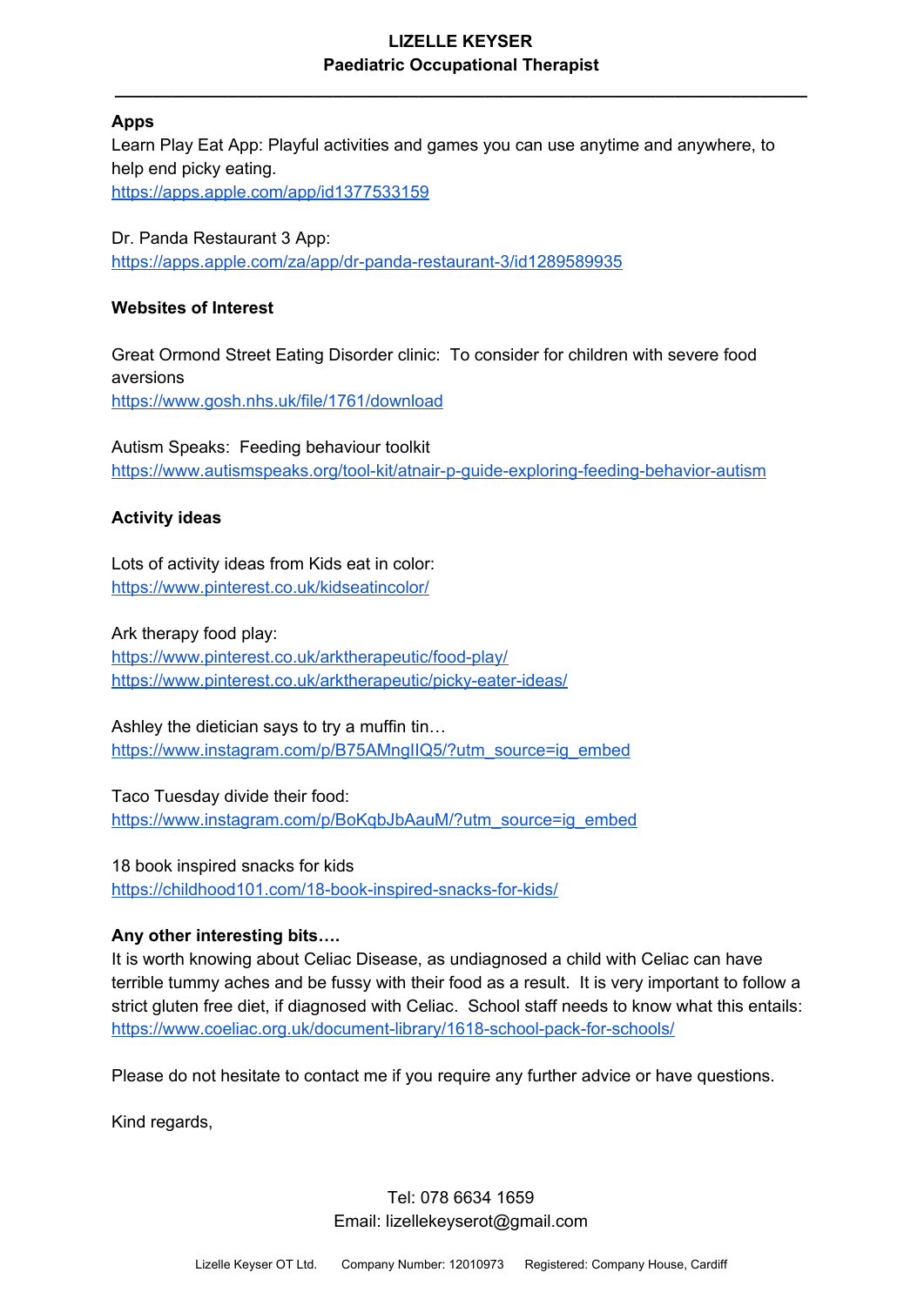**Apps**

Learn Play Eat App: Playful activities and games you can use anytime and anywhere, to help end picky eating.
https://apps.apple.com/app/id1377533159

Dr. Panda Restaurant 3 App:
https://apps.apple.com/za/app/dr-panda-restaurant-3/id1289589935

**Websites of Interest**

Great Ormond Street Eating Disorder clinic: To consider for children with severe food aversions
https://www.gosh.nhs.uk/file/1761/download

Autism Speaks: Feeding behaviour toolkit
https://www.autismspeaks.org/tool-kit/atnair-p-guide-exploring-feeding-behavior-autism

**Activity ideas**

Lots of activity ideas from Kids eat in color:
https://www.pinterest.co.uk/kidseatincolor/

Ark therapy food play:
https://www.pinterest.co.uk/arktherapeutic/food-play/
https://www.pinterest.co.uk/arktherapeutic/picky-eater-ideas/

Ashley the dietician says to try a muffin tin…
https://www.instagram.com/p/B75AMngIIQ5/?utm_source=ig_embed

Taco Tuesday divide their food:
https://www.instagram.com/p/BoKqbJbAauM/?utm_source=ig_embed

18 book inspired snacks for kids
https://childhood101.com/18-book-inspired-snacks-for-kids/

**Any other interesting bits….**

It is worth knowing about Celiac Disease, as undiagnosed a child with Celiac can have terrible tummy aches and be fussy with their food as a result. It is very important to follow a strict gluten free diet, if diagnosed with Celiac. School staff needs to know what this entails:
https://www.coeliac.org.uk/document-library/1618-school-pack-for-schools/

Please do not hesitate to contact me if you require any further advice or have questions.

Kind regards,

Tel: 078 6634 1659
Email: lizellekeyserot@gmail.com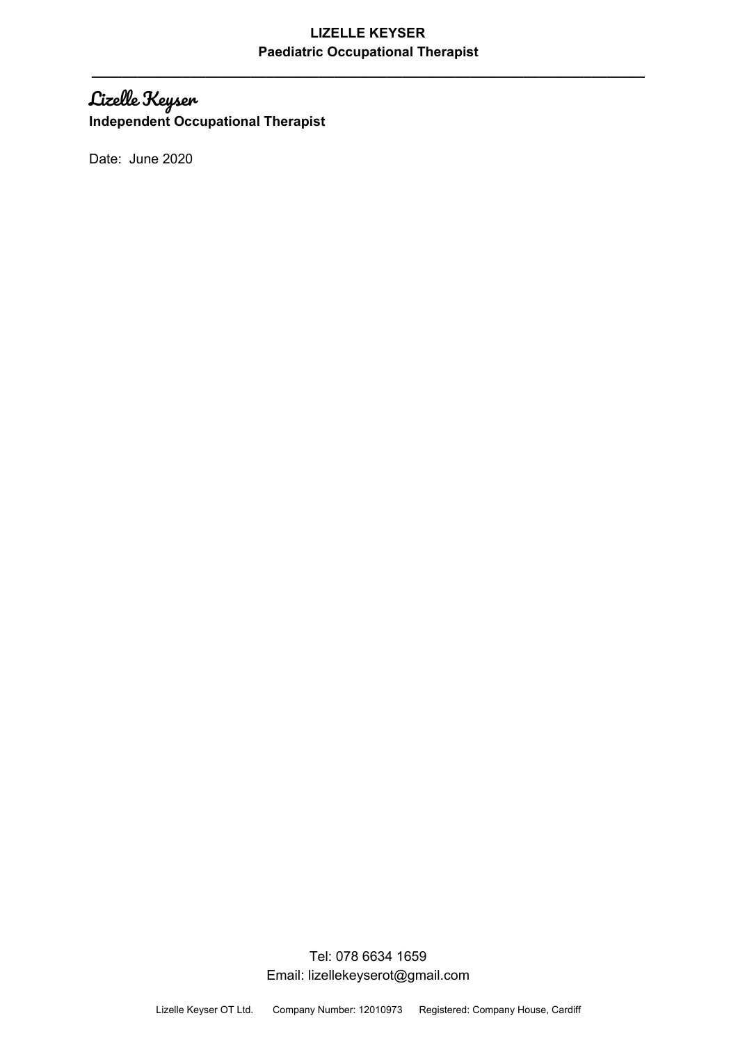Lizelle Keyser

**Independent Occupational Therapist**

Date: June 2020